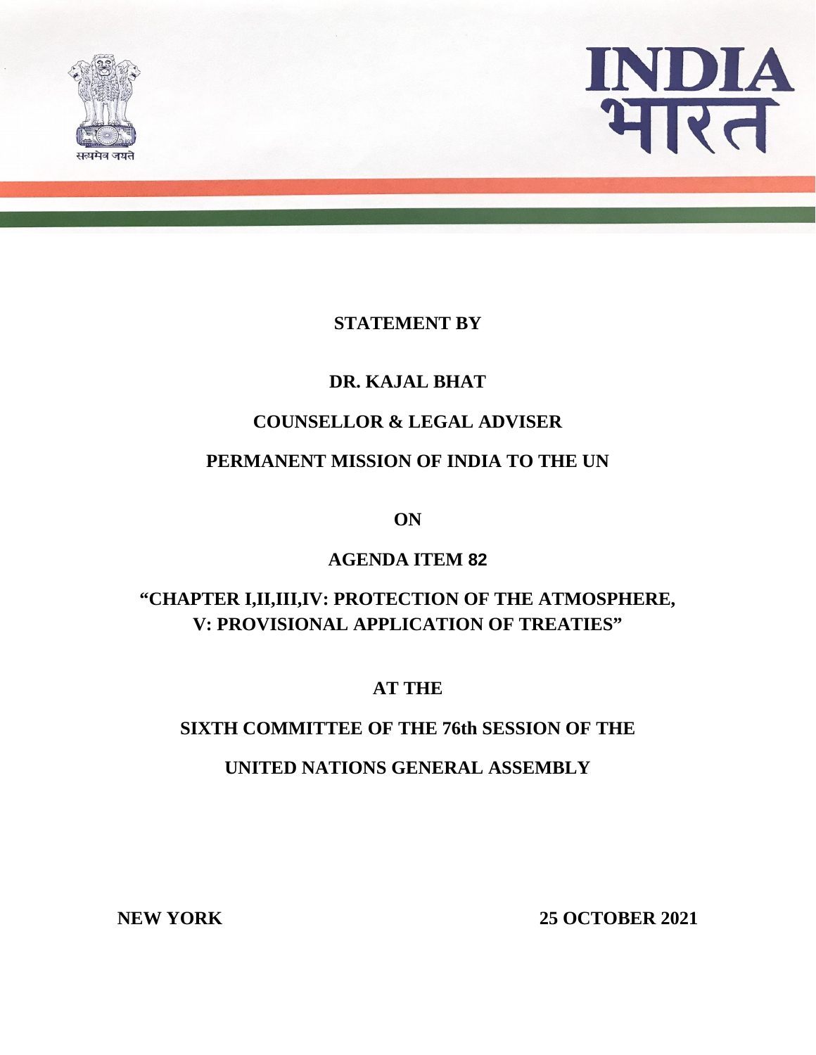सत्यमेव जयते

INDIA
भारत

**STATEMENT BY**

**DR. KAJAL BHAT**

**COUNSELLOR & LEGAL ADVISER**

**PERMANENT MISSION OF INDIA TO THE UN**

**ON**

**AGENDA ITEM 82**

**"CHAPTER I,II,III,IV: PROTECTION OF THE ATMOSPHERE, V: PROVISIONAL APPLICATION OF TREATIES"**

**AT THE**

**SIXTH COMMITTEE OF THE 76th SESSION OF THE**

**UNITED NATIONS GENERAL ASSEMBLY**

**NEW YORK** **25 OCTOBER 2021**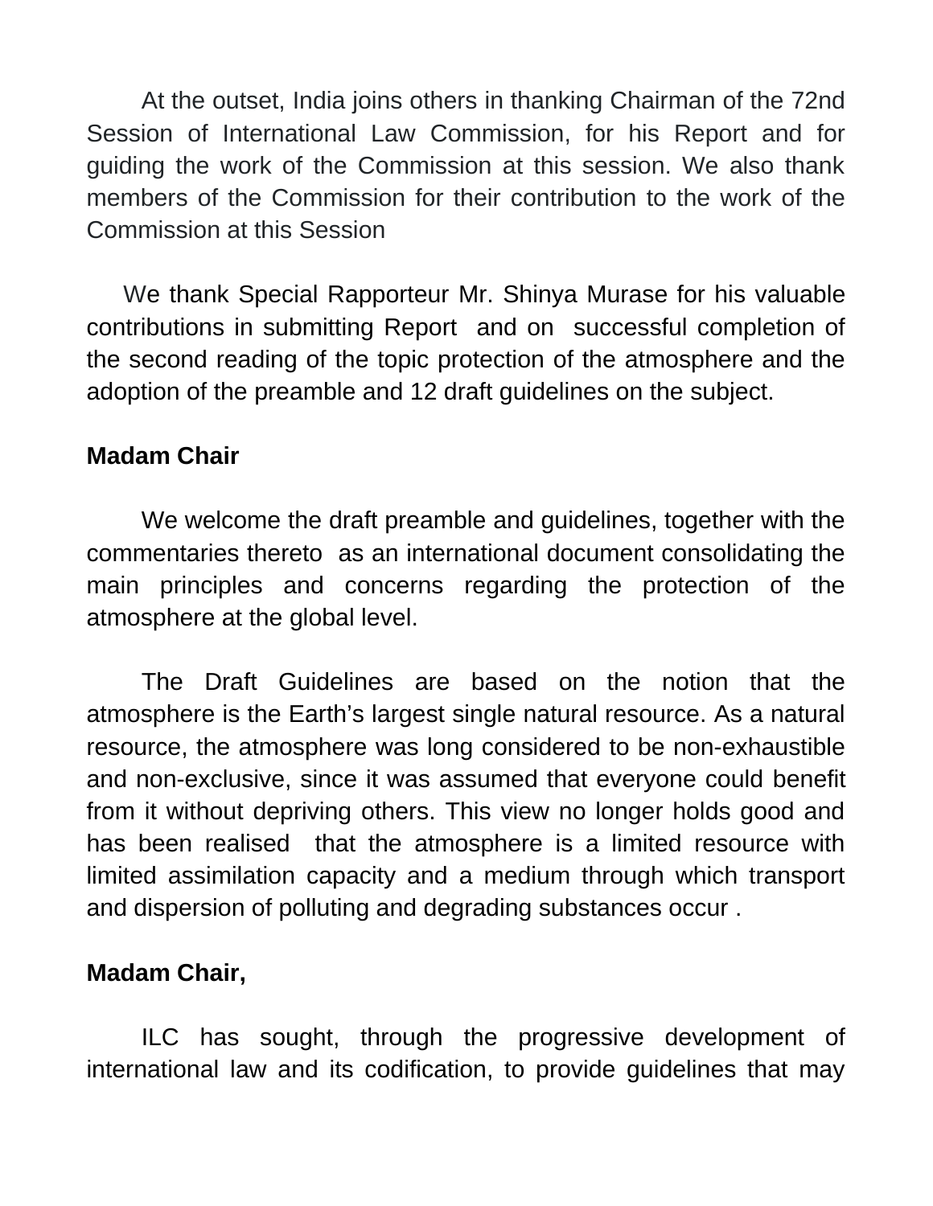At the outset, India joins others in thanking Chairman of the 72nd Session of International Law Commission, for his Report and for guiding the work of the Commission at this session. We also thank members of the Commission for their contribution to the work of the Commission at this Session

We thank Special Rapporteur Mr. Shinya Murase for his valuable contributions in submitting Report and on successful completion of the second reading of the topic protection of the atmosphere and the adoption of the preamble and 12 draft guidelines on the subject.

**Madam Chair**

We welcome the draft preamble and guidelines, together with the commentaries thereto as an international document consolidating the main principles and concerns regarding the protection of the atmosphere at the global level.

The Draft Guidelines are based on the notion that the atmosphere is the Earth's largest single natural resource. As a natural resource, the atmosphere was long considered to be non-exhaustible and non-exclusive, since it was assumed that everyone could benefit from it without depriving others. This view no longer holds good and has been realised that the atmosphere is a limited resource with limited assimilation capacity and a medium through which transport and dispersion of polluting and degrading substances occur .

**Madam Chair,**

ILC has sought, through the progressive development of international law and its codification, to provide guidelines that may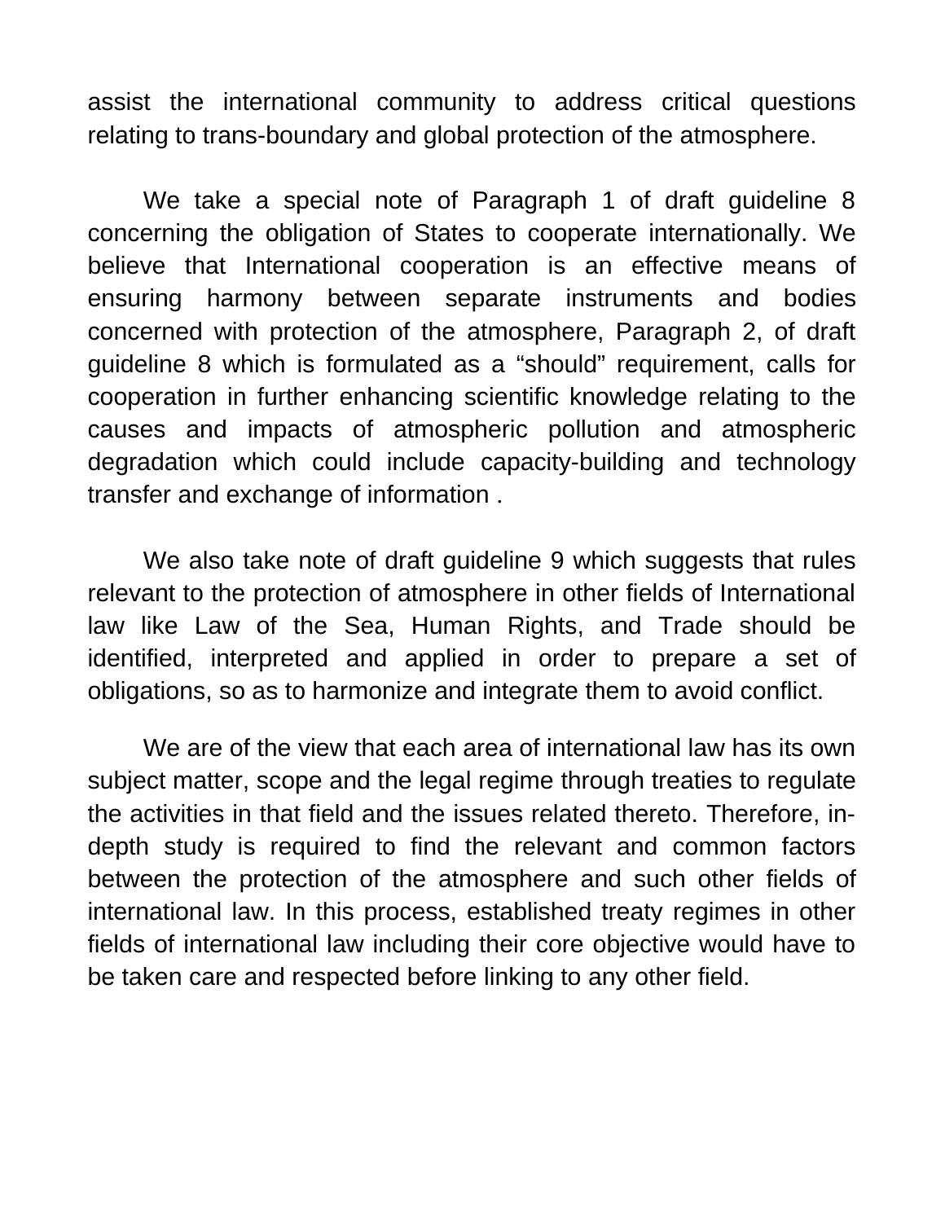assist the international community to address critical questions relating to trans-boundary and global protection of the atmosphere.

We take a special note of Paragraph 1 of draft guideline 8 concerning the obligation of States to cooperate internationally. We believe that International cooperation is an effective means of ensuring harmony between separate instruments and bodies concerned with protection of the atmosphere, Paragraph 2, of draft guideline 8 which is formulated as a "should" requirement, calls for cooperation in further enhancing scientific knowledge relating to the causes and impacts of atmospheric pollution and atmospheric degradation which could include capacity-building and technology transfer and exchange of information .

We also take note of draft guideline 9 which suggests that rules relevant to the protection of atmosphere in other fields of International law like Law of the Sea, Human Rights, and Trade should be identified, interpreted and applied in order to prepare a set of obligations, so as to harmonize and integrate them to avoid conflict.

We are of the view that each area of international law has its own subject matter, scope and the legal regime through treaties to regulate the activities in that field and the issues related thereto. Therefore, in-depth study is required to find the relevant and common factors between the protection of the atmosphere and such other fields of international law. In this process, established treaty regimes in other fields of international law including their core objective would have to be taken care and respected before linking to any other field.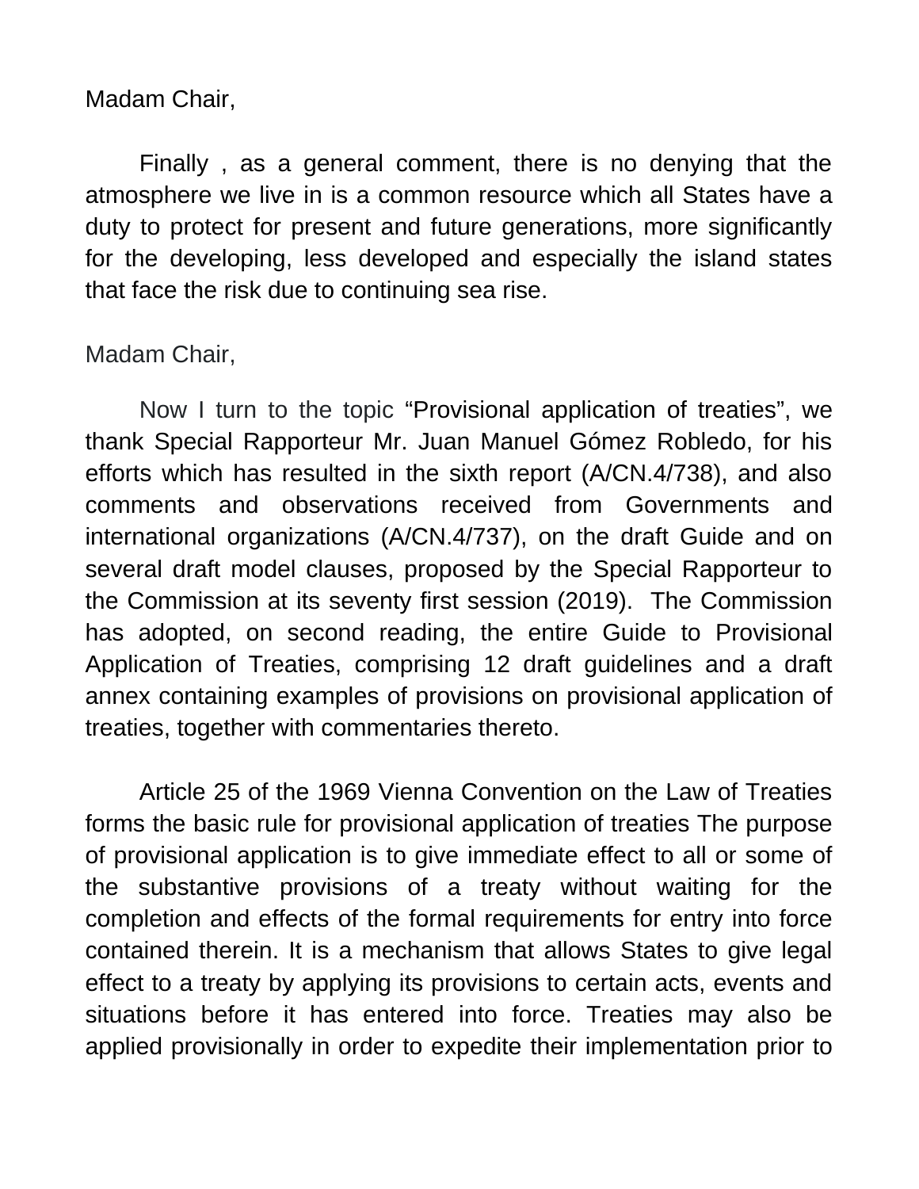Madam Chair,

Finally , as a general comment, there is no denying that the atmosphere we live in is a common resource which all States have a duty to protect for present and future generations, more significantly for the developing, less developed and especially the island states that face the risk due to continuing sea rise.

Madam Chair,

Now I turn to the topic “Provisional application of treaties”, we thank Special Rapporteur Mr. Juan Manuel Gómez Robledo, for his efforts which has resulted in the sixth report (A/CN.4/738), and also comments and observations received from Governments and international organizations (A/CN.4/737), on the draft Guide and on several draft model clauses, proposed by the Special Rapporteur to the Commission at its seventy first session (2019). The Commission has adopted, on second reading, the entire Guide to Provisional Application of Treaties, comprising 12 draft guidelines and a draft annex containing examples of provisions on provisional application of treaties, together with commentaries thereto.

Article 25 of the 1969 Vienna Convention on the Law of Treaties forms the basic rule for provisional application of treaties The purpose of provisional application is to give immediate effect to all or some of the substantive provisions of a treaty without waiting for the completion and effects of the formal requirements for entry into force contained therein. It is a mechanism that allows States to give legal effect to a treaty by applying its provisions to certain acts, events and situations before it has entered into force. Treaties may also be applied provisionally in order to expedite their implementation prior to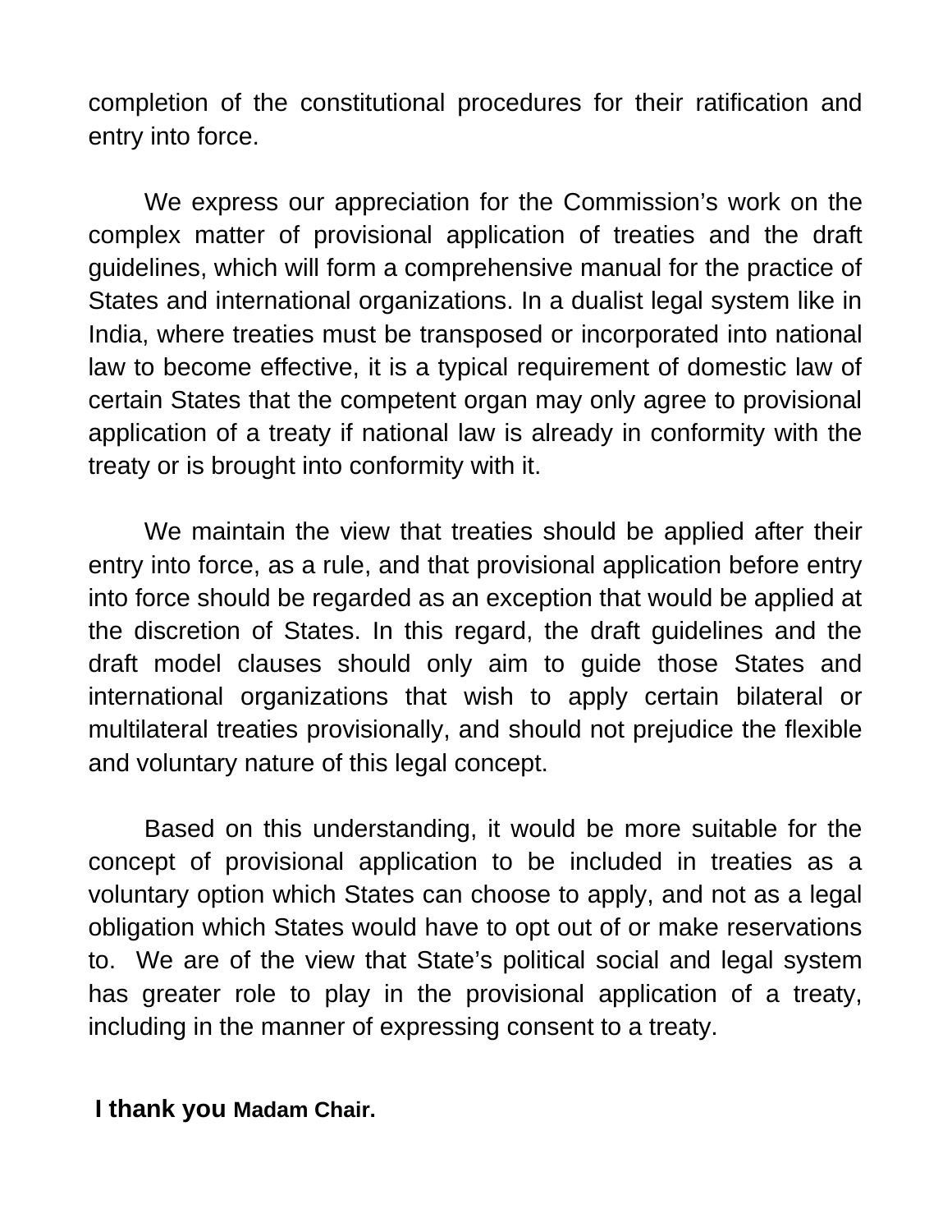completion of the constitutional procedures for their ratification and entry into force.

We express our appreciation for the Commission's work on the complex matter of provisional application of treaties and the draft guidelines, which will form a comprehensive manual for the practice of States and international organizations. In a dualist legal system like in India, where treaties must be transposed or incorporated into national law to become effective, it is a typical requirement of domestic law of certain States that the competent organ may only agree to provisional application of a treaty if national law is already in conformity with the treaty or is brought into conformity with it.

We maintain the view that treaties should be applied after their entry into force, as a rule, and that provisional application before entry into force should be regarded as an exception that would be applied at the discretion of States. In this regard, the draft guidelines and the draft model clauses should only aim to guide those States and international organizations that wish to apply certain bilateral or multilateral treaties provisionally, and should not prejudice the flexible and voluntary nature of this legal concept.

Based on this understanding, it would be more suitable for the concept of provisional application to be included in treaties as a voluntary option which States can choose to apply, and not as a legal obligation which States would have to opt out of or make reservations to. We are of the view that State's political social and legal system has greater role to play in the provisional application of a treaty, including in the manner of expressing consent to a treaty.

**I thank you Madam Chair.**